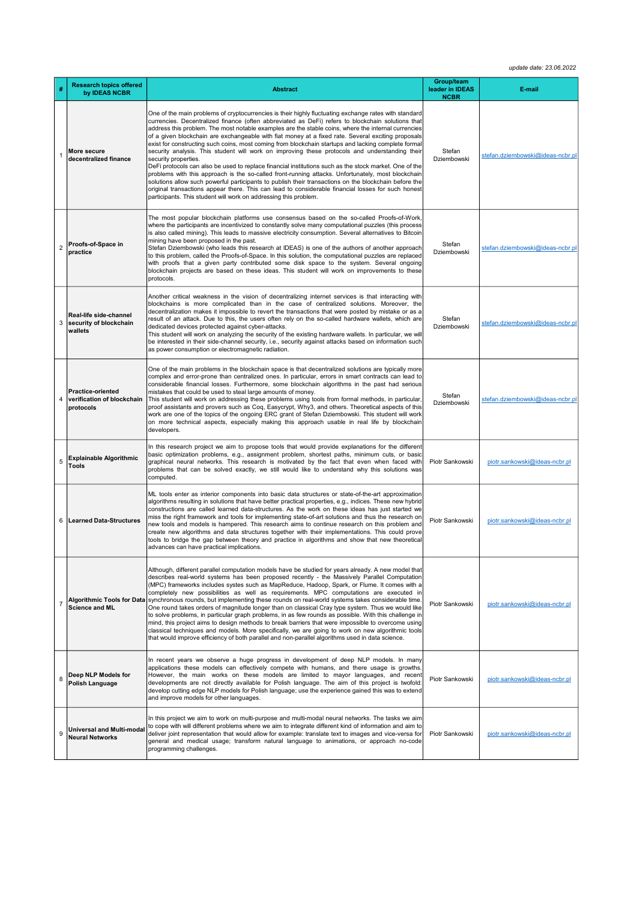*update date: 23.06.2022*

| # | Research topics offered by IDEAS NCBR | Abstract | Group/team leader in IDEAS NCBR | E-mail |
|---|---|---|---|---|
| 1 | **More secure decentralized finance** | One of the main problems of cryptocurrencies is their highly fluctuating exchange rates with standard currencies. Decentralized finance (often abbreviated as DeFi) refers to blockchain solutions that address this problem. The most notable examples are the stable coins, where the internal currencies of a given blockchain are exchangeable with fiat money at a fixed rate. Several exciting proposals exist for constructing such coins, most coming from blockchain startups and lacking complete formal security analysis. This student will work on improving these protocols and understanding their security properties.<br>DeFi protocols can also be used to replace financial institutions such as the stock market. One of the problems with this approach is the so-called front-running attacks. Unfortunately, most blockchain solutions allow such powerful participants to publish their transactions on the blockchain before the original transactions appear there. This can lead to considerable financial losses for such honest participants. This student will work on addressing this problem. | Stefan Dziembowski | stefan.dziembowski@ideas-ncbr.pl |
| 2 | **Proofs-of-Space in practice** | The most popular blockchain platforms use consensus based on the so-called Proofs-of-Work, where the participants are incentivized to constantly solve many computational puzzles (this process is also called mining). This leads to massive electricity consumption. Several alternatives to Bitcoin mining have been proposed in the past.<br>Stefan Dziembowski (who leads this research at IDEAS) is one of the authors of another approach to this problem, called the Proofs-of-Space. In this solution, the computational puzzles are replaced with proofs that a given party contributed some disk space to the system. Several ongoing blockchain projects are based on these ideas. This student will work on improvements to these protocols. | Stefan Dziembowski | stefan.dziembowski@ideas-ncbr.pl |
| 3 | **Real-life side-channel security of blockchain wallets** | Another critical weakness in the vision of decentralizing internet services is that interacting with blockchains is more complicated than in the case of centralized solutions. Moreover, the decentralization makes it impossible to revert the transactions that were posted by mistake or as a result of an attack. Due to this, the users often rely on the so-called hardware wallets, which are dedicated devices protected against cyber-attacks.<br>This student will work on analyzing the security of the existing hardware wallets. In particular, we will be interested in their side-channel security, i.e., security against attacks based on information such as power consumption or electromagnetic radiation. | Stefan Dziembowski | stefan.dziembowski@ideas-ncbr.pl |
| 4 | **Practice-oriented verification of blockchain protocols** | One of the main problems in the blockchain space is that decentralized solutions are typically more complex and error-prone than centralized ones. In particular, errors in smart contracts can lead to considerable financial losses. Furthermore, some blockchain algorithms in the past had serious mistakes that could be used to steal large amounts of money.<br>This student will work on addressing these problems using tools from formal methods, in particular, proof assistants and provers such as Coq, Easycrypt, Why3, and others. Theoretical aspects of this work are one of the topics of the ongoing ERC grant of Stefan Dziembowski. This student will work on more technical aspects, especially making this approach usable in real life by blockchain developers. | Stefan Dziembowski | stefan.dziembowski@ideas-ncbr.pl |
| 5 | **Explainable Algorithmic Tools** | In this research project we aim to propose tools that would provide explanations for the different basic optimization problems, e.g., assignment problem, shortest paths, minimum cuts, or basic graphical neural networks. This research is motivated by the fact that even when faced with problems that can be solved exactly, we still would like to understand why this solutions was computed. | Piotr Sankowski | piotr.sankowski@ideas-ncbr.pl |
| 6 | **Learned Data-Structures** | ML tools enter as interior components into basic data structures or state-of-the-art approximation algorithms resulting in solutions that have better practical properties, e.g., indices. These new hybrid constructions are called learned data-structures. As the work on these ideas has just started we miss the right framework and tools for implementing state-of-art solutions and thus the research on new tools and models is hampered. This research aims to continue research on this problem and create new algorithms and data structures together with their implementations. This could prove tools to bridge the gap between theory and practice in algorithms and show that new theoretical advances can have practical implications. | Piotr Sankowski | piotr.sankowski@ideas-ncbr.pl |
| 7 | **Algorithmic Tools for Data Science and ML** | Although, different parallel computation models have be studied for years already. A new model that describes real-world systems has been proposed recently - the Massively Parallel Computation (MPC) frameworks includes systes such as MapReduce, Hadoop, Spark, or Flume. It comes with a completely new possibilities as well as requirements. MPC computations are executed in synchronous rounds, but implementing these rounds on real-world systems takes considerable time. One round takes orders of magnitude longer than on classical Cray type system. Thus we would like to solve problems, in particular graph problems, in as few rounds as possible. With this challenge in mind, this project aims to design methods to break barriers that were impossible to overcome using classical techniques and models. More specifically, we are going to work on new algorithmic tools that would improve efficiency of both parallel and non-parallel algorithms used in data science. | Piotr Sankowski | piotr.sankowski@ideas-ncbr.pl |
| 8 | **Deep NLP Models for Polish Language** | In recent years we observe a huge progress in development of deep NLP models. In many applications these models can effectively compete with humans, and there usage is growths. However, the main works on these models are limited to mayor languages, and recent developments are not directly available for Polish language. The aim of this project is twofold: develop cutting edge NLP models for Polish language; use the experience gained this was to extend and improve models for other languages. | Piotr Sankowski | piotr.sankowski@ideas-ncbr.pl |
| 9 | **Universal and Multi-modal Neural Networks** | In this project we aim to work on multi-purpose and multi-modal neural networks. The tasks we aim to cope with will different problems where we aim to integrate different kind of information and aim to deliver joint representation that would allow for example: translate text to images and vice-versa for general and medical usage; transform natural language to animations, or approach no-code programming challenges. | Piotr Sankowski | piotr.sankowski@ideas-ncbr.pl |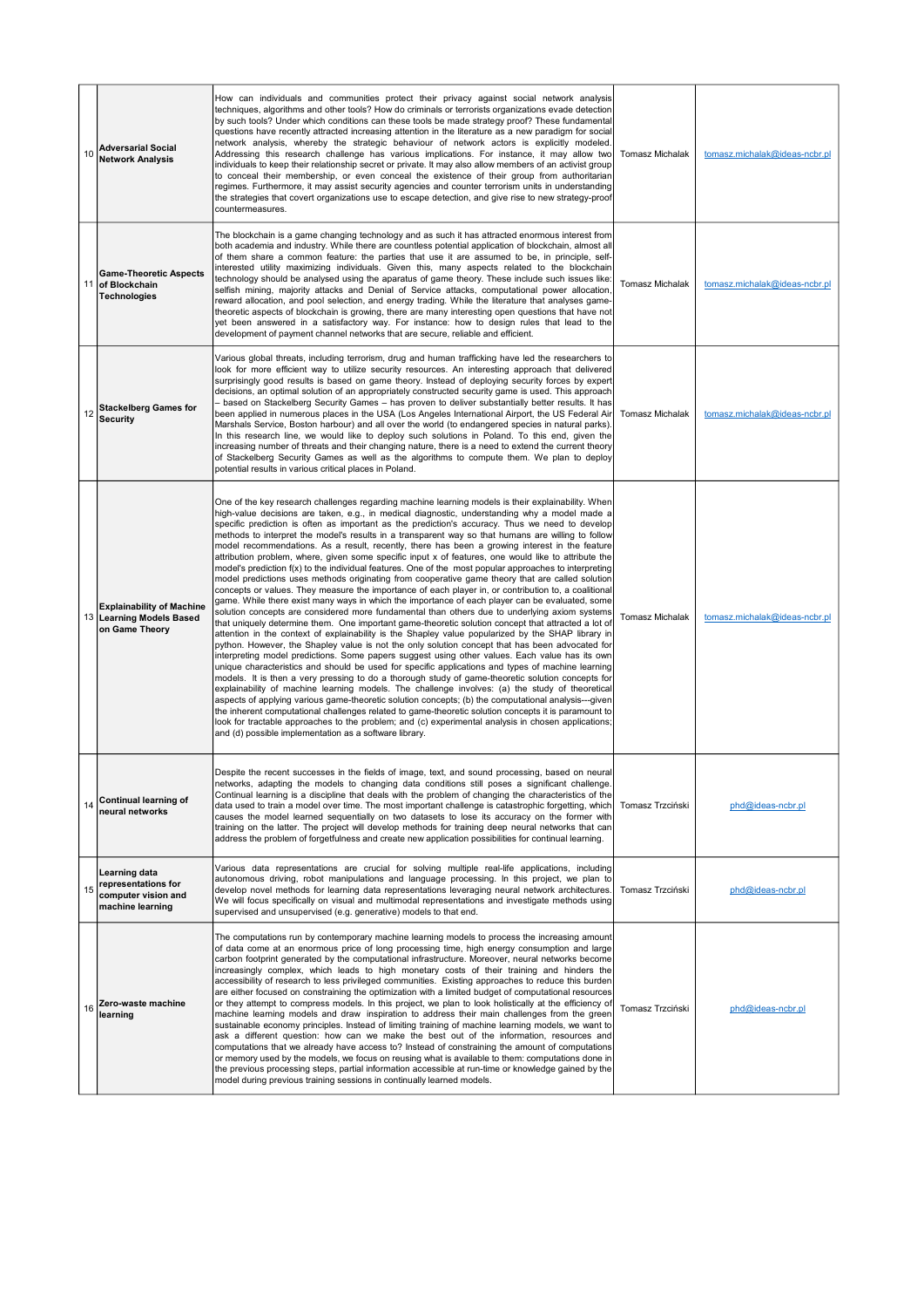| 10 | **Adversarial Social Network Analysis** | How can individuals and communities protect their privacy against social network analysis techniques, algorithms and other tools? How do criminals or terrorists organizations evade detection by such tools? Under which conditions can these tools be made strategy proof? These fundamental questions have recently attracted increasing attention in the literature as a new paradigm for social network analysis, whereby the strategic behaviour of network actors is explicitly modeled. Addressing this research challenge has various implications. For instance, it may allow two individuals to keep their relationship secret or private. It may also allow members of an activist group to conceal their membership, or even conceal the existence of their group from authoritarian regimes. Furthermore, it may assist security agencies and counter terrorism units in understanding the strategies that covert organizations use to escape detection, and give rise to new strategy-proof countermeasures. | Tomasz Michalak | tomasz.michalak@ideas-ncbr.pl |
|---|---|---|---|---|
| 11 | **Game-Theoretic Aspects of Blockchain Technologies** | The blockchain is a game changing technology and as such it has attracted enormous interest from both academia and industry. While there are countless potential application of blockchain, almost all of them share a common feature: the parties that use it are assumed to be, in principle, self-interested utility maximizing individuals. Given this, many aspects related to the blockchain technology should be analysed using the apparatus of game theory. These include such issues like: selfish mining, majority attacks and Denial of Service attacks, computational power allocation, reward allocation, and pool selection, and energy trading. While the literature that analyses game-theoretic aspects of blockchain is growing, there are many interesting open questions that have not yet been answered in a satisfactory way. For instance: how to design rules that lead to the development of payment channel networks that are secure, reliable and efficient. | Tomasz Michalak | tomasz.michalak@ideas-ncbr.pl |
| 12 | **Stackelberg Games for Security** | Various global threats, including terrorism, drug and human trafficking have led the researchers to look for more efficient way to utilize security resources. An interesting approach that delivered surprisingly good results is based on game theory. Instead of deploying security forces by expert decisions, an optimal solution of an appropriately constructed security game is used. This approach – based on Stackelberg Security Games – has proven to deliver substantially better results. It has been applied in numerous places in the USA (Los Angeles International Airport, the US Federal Air Marshals Service, Boston harbour) and all over the world (to endangered species in natural parks). In this research line, we would like to deploy such solutions in Poland. To this end, given the increasing number of threats and their changing nature, there is a need to extend the current theory of Stackelberg Security Games as well as the algorithms to compute them. We plan to deploy potential results in various critical places in Poland. | Tomasz Michalak | tomasz.michalak@ideas-ncbr.pl |
| 13 | **Explainability of Machine Learning Models Based on Game Theory** | One of the key research challenges regarding machine learning models is their explainability. When high-value decisions are taken, e.g., in medical diagnostic, understanding why a model made a specific prediction is often as important as the prediction's accuracy. Thus we need to develop methods to interpret the model's results in a transparent way so that humans are willing to follow model recommendations. As a result, recently, there has been a growing interest in the feature attribution problem, where, given some specific input x of features, one would like to attribute the model's prediction f(x) to the individual features. One of the most popular approaches to interpreting model predictions uses methods originating from cooperative game theory that are called solution concepts or values. They measure the importance of each player in, or contribution to, a coalitional game. While there exist many ways in which the importance of each player can be evaluated, some solution concepts are considered more fundamental than others due to underlying axiom systems that uniquely determine them. One important game-theoretic solution concept that attracted a lot of attention in the context of explainability is the Shapley value popularized by the SHAP library in python. However, the Shapley value is not the only solution concept that has been advocated for interpreting model predictions. Some papers suggest using other values. Each value has its own unique characteristics and should be used for specific applications and types of machine learning models. It is then a very pressing to do a thorough study of game-theoretic solution concepts for explainability of machine learning models. The challenge involves: (a) the study of theoretical aspects of applying various game-theoretic solution concepts; (b) the computational analysis---given the inherent computational challenges related to game-theoretic solution concepts it is paramount to look for tractable approaches to the problem; and (c) experimental analysis in chosen applications; and (d) possible implementation as a software library. | Tomasz Michalak | tomasz.michalak@ideas-ncbr.pl |
| 14 | **Continual learning of neural networks** | Despite the recent successes in the fields of image, text, and sound processing, based on neural networks, adapting the models to changing data conditions still poses a significant challenge. Continual learning is a discipline that deals with the problem of changing the characteristics of the data used to train a model over time. The most important challenge is catastrophic forgetting, which causes the model learned sequentially on two datasets to lose its accuracy on the former with training on the latter. The project will develop methods for training deep neural networks that can address the problem of forgetfulness and create new application possibilities for continual learning. | Tomasz Trzciński | phd@ideas-ncbr.pl |
| 15 | **Learning data representations for computer vision and machine learning** | Various data representations are crucial for solving multiple real-life applications, including autonomous driving, robot manipulations and language processing. In this project, we plan to develop novel methods for learning data representations leveraging neural network architectures. We will focus specifically on visual and multimodal representations and investigate methods using supervised and unsupervised (e.g. generative) models to that end. | Tomasz Trzciński | phd@ideas-ncbr.pl |
| 16 | **Zero-waste machine learning** | The computations run by contemporary machine learning models to process the increasing amount of data come at an enormous price of long processing time, high energy consumption and large carbon footprint generated by the computational infrastructure. Moreover, neural networks become increasingly complex, which leads to high monetary costs of their training and hinders the accessibility of research to less privileged communities. Existing approaches to reduce this burden are either focused on constraining the optimization with a limited budget of computational resources or they attempt to compress models. In this project, we plan to look holistically at the efficiency of machine learning models and draw inspiration to address their main challenges from the green sustainable economy principles. Instead of limiting training of machine learning models, we want to ask a different question: how can we make the best out of the information, resources and computations that we already have access to? Instead of constraining the amount of computations or memory used by the models, we focus on reusing what is available to them: computations done in the previous processing steps, partial information accessible at run-time or knowledge gained by the model during previous training sessions in continually learned models. | Tomasz Trzciński | phd@ideas-ncbr.pl |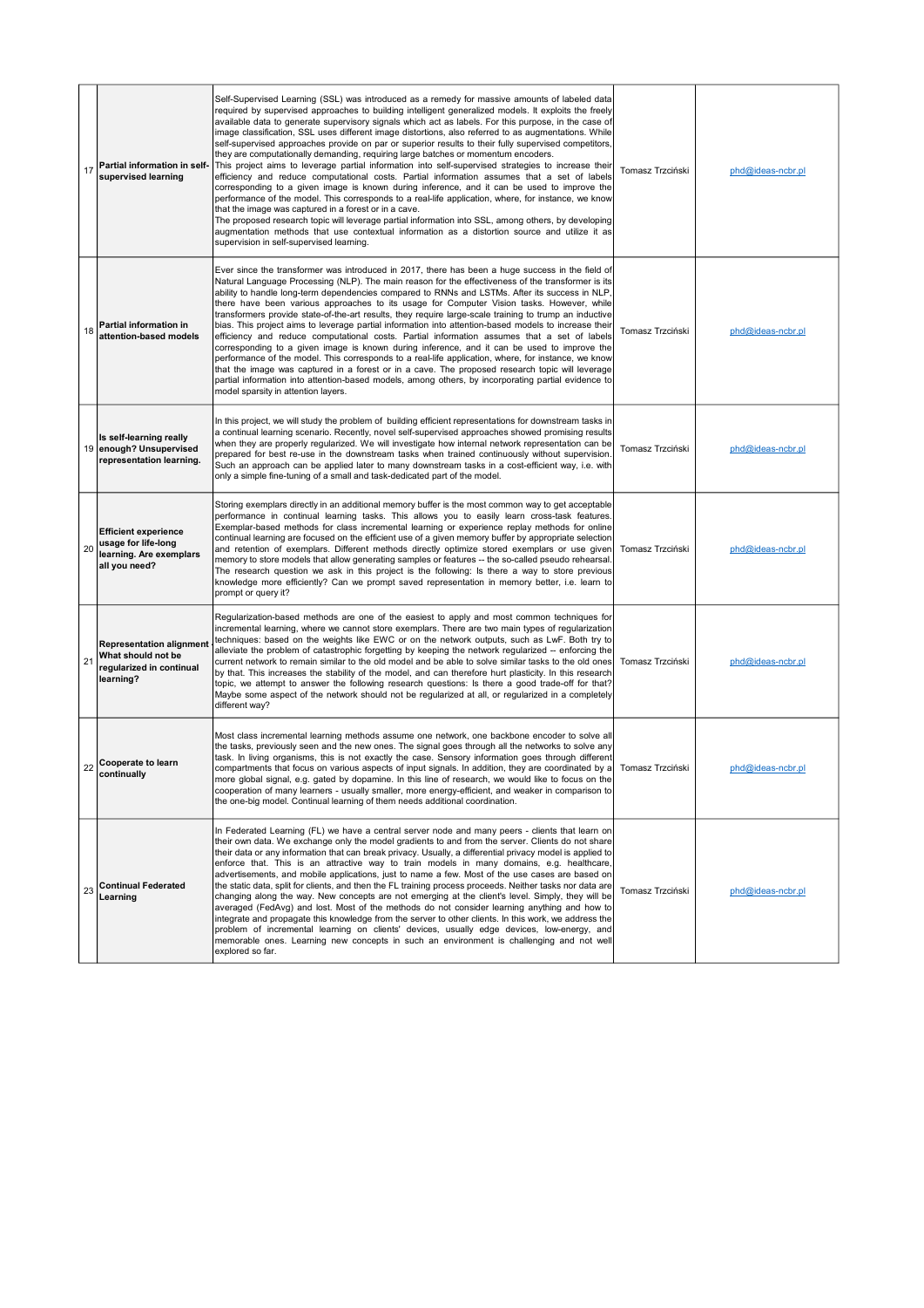| | | | | |
|---|---|---|---|---|
| 17 | **Partial information in self-supervised learning** | Self-Supervised Learning (SSL) was introduced as a remedy for massive amounts of labeled data required by supervised approaches to building intelligent generalized models. It exploits the freely available data to generate supervisory signals which act as labels. For this purpose, in the case of image classification, SSL uses different image distortions, also referred to as augmentations. While self-supervised approaches provide on par or superior results to their fully supervised competitors, they are computationally demanding, requiring large batches or momentum encoders.<br>This project aims to leverage partial information into self-supervised strategies to increase their efficiency and reduce computational costs. Partial information assumes that a set of labels corresponding to a given image is known during inference, and it can be used to improve the performance of the model. This corresponds to a real-life application, where, for instance, we know that the image was captured in a forest or in a cave.<br>The proposed research topic will leverage partial information into SSL, among others, by developing augmentation methods that use contextual information as a distortion source and utilize it as supervision in self-supervised learning. | Tomasz Trzciński | phd@ideas-ncbr.pl |
| 18 | **Partial information in attention-based models** | Ever since the transformer was introduced in 2017, there has been a huge success in the field of Natural Language Processing (NLP). The main reason for the effectiveness of the transformer is its ability to handle long-term dependencies compared to RNNs and LSTMs. After its success in NLP, there have been various approaches to its usage for Computer Vision tasks. However, while transformers provide state-of-the-art results, they require large-scale training to trump an inductive bias. This project aims to leverage partial information into attention-based models to increase their efficiency and reduce computational costs. Partial information assumes that a set of labels corresponding to a given image is known during inference, and it can be used to improve the performance of the model. This corresponds to a real-life application, where, for instance, we know that the image was captured in a forest or in a cave. The proposed research topic will leverage partial information into attention-based models, among others, by incorporating partial evidence to model sparsity in attention layers. | Tomasz Trzciński | phd@ideas-ncbr.pl |
| 19 | **Is self-learning really enough? Unsupervised representation learning.** | In this project, we will study the problem of building efficient representations for downstream tasks in a continual learning scenario. Recently, novel self-supervised approaches showed promising results when they are properly regularized. We will investigate how internal network representation can be prepared for best re-use in the downstream tasks when trained continuously without supervision. Such an approach can be applied later to many downstream tasks in a cost-efficient way, i.e. with only a simple fine-tuning of a small and task-dedicated part of the model. | Tomasz Trzciński | phd@ideas-ncbr.pl |
| 20 | **Efficient experience usage for life-long learning. Are exemplars all you need?** | Storing exemplars directly in an additional memory buffer is the most common way to get acceptable performance in continual learning tasks. This allows you to easily learn cross-task features. Exemplar-based methods for class incremental learning or experience replay methods for online continual learning are focused on the efficient use of a given memory buffer by appropriate selection and retention of exemplars. Different methods directly optimize stored exemplars or use given memory to store models that allow generating samples or features -- the so-called pseudo rehearsal. The research question we ask in this project is the following: Is there a way to store previous knowledge more efficiently? Can we prompt saved representation in memory better, i.e. learn to prompt or query it? | Tomasz Trzciński | phd@ideas-ncbr.pl |
| 21 | **Representation alignment: What should not be regularized in continual learning?** | Regularization-based methods are one of the easiest to apply and most common techniques for incremental learning, where we cannot store exemplars. There are two main types of regularization techniques: based on the weights like EWC or on the network outputs, such as LwF. Both try to alleviate the problem of catastrophic forgetting by keeping the network regularized -- enforcing the current network to remain similar to the old model and be able to solve similar tasks to the old ones by that. This increases the stability of the model, and can therefore hurt plasticity. In this research topic, we attempt to answer the following research questions: Is there a good trade-off for that? Maybe some aspect of the network should not be regularized at all, or regularized in a completely different way? | Tomasz Trzciński | phd@ideas-ncbr.pl |
| 22 | **Cooperate to learn continually** | Most class incremental learning methods assume one network, one backbone encoder to solve all the tasks, previously seen and the new ones. The signal goes through all the networks to solve any task. In living organisms, this is not exactly the case. Sensory information goes through different compartments that focus on various aspects of input signals. In addition, they are coordinated by a more global signal, e.g. gated by dopamine. In this line of research, we would like to focus on the cooperation of many learners - usually smaller, more energy-efficient, and weaker in comparison to the one-big model. Continual learning of them needs additional coordination. | Tomasz Trzciński | phd@ideas-ncbr.pl |
| 23 | **Continual Federated Learning** | In Federated Learning (FL) we have a central server node and many peers - clients that learn on their own data. We exchange only the model gradients to and from the server. Clients do not share their data or any information that can break privacy. Usually, a differential privacy model is applied to enforce that. This is an attractive way to train models in many domains, e.g. healthcare, advertisements, and mobile applications, just to name a few. Most of the use cases are based on the static data, split for clients, and then the FL training process proceeds. Neither tasks nor data are changing along the way. New concepts are not emerging at the client's level. Simply, they will be averaged (FedAvg) and lost. Most of the methods do not consider learning anything and how to integrate and propagate this knowledge from the server to other clients. In this work, we address the problem of incremental learning on clients' devices, usually edge devices, low-energy, and memorable ones. Learning new concepts in such an environment is challenging and not well explored so far. | Tomasz Trzciński | phd@ideas-ncbr.pl |